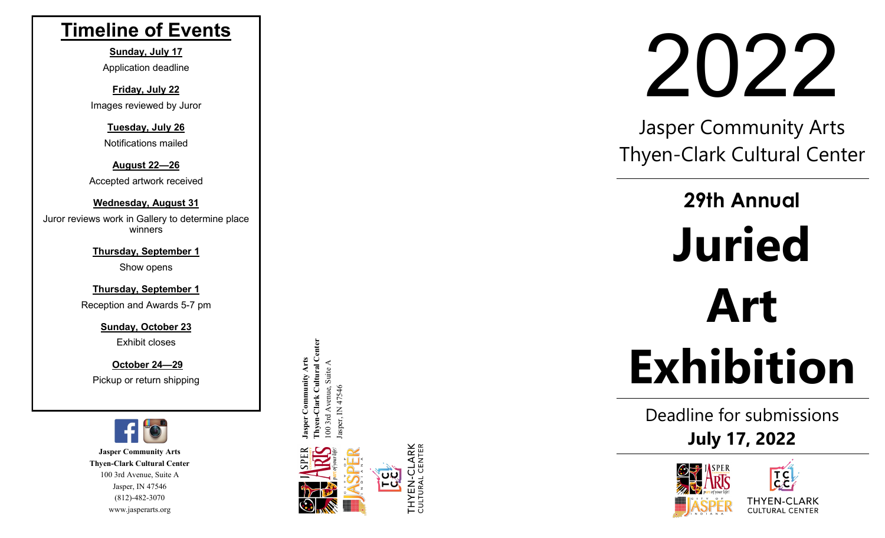## Timeline of Events

**Sunday, July 17**
Application deadline

**Friday, July 22**
Images reviewed by Juror

**Tuesday, July 26**
Notifications mailed

**August 22—26**
Accepted artwork received

**Wednesday, August 31**
Juror reviews work in Gallery to determine place winners

**Thursday, September 1**
Show opens

**Thursday, September 1**
Reception and Awards 5-7 pm

**Sunday, October 23**
Exhibit closes

**October 24—29**
Pickup or return shipping

**Jasper Community Arts**
**Thyen-Clark Cultural Center**
100 3rd Avenue, Suite A
Jasper, IN 47546
(812)-482-3070
www.jasperarts.org

**Jasper Community Arts**
**Thyen-Clark Cultural Center**
100 3rd Avenue, Suite A
Jasper, IN 47546

THYEN-CLARK CULTURAL CENTER

# 2022

Jasper Community Arts
Thyen-Clark Cultural Center

---

**29th Annual**

# Juried Art Exhibition

---

Deadline for submissions
**July 17, 2022**

---

THYEN-CLARK CULTURAL CENTER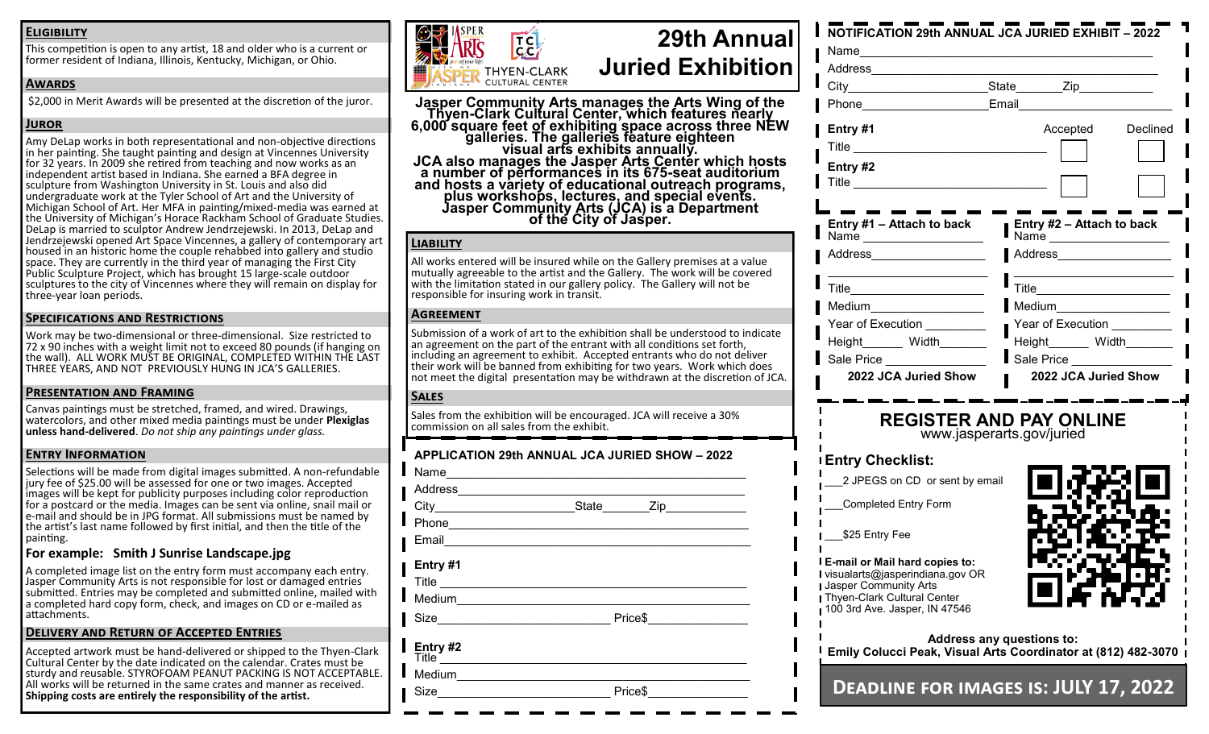## Eligibility

This competition is open to any artist, 18 and older who is a current or former resident of Indiana, Illinois, Kentucky, Michigan, or Ohio.

## Awards

$2,000 in Merit Awards will be presented at the discretion of the juror.

## Juror

Amy DeLap works in both representational and non-objective directions in her painting. She taught painting and design at Vincennes University for 32 years. In 2009 she retired from teaching and now works as an independent artist based in Indiana. She earned a BFA degree in sculpture from Washington University in St. Louis and also did undergraduate work at the Tyler School of Art and the University of Michigan School of Art. Her MFA in painting/mixed-media was earned at the University of Michigan's Horace Rackham School of Graduate Studies. DeLap is married to sculptor Andrew Jendrzejewski. In 2013, DeLap and Jendrzejewski opened Art Space Vincennes, a gallery of contemporary art housed in an historic home the couple rehabbed into gallery and studio space. They are currently in the third year of managing the First City Public Sculpture Project, which has brought 15 large-scale outdoor sculptures to the city of Vincennes where they will remain on display for three-year loan periods.

## Specifications and Restrictions

Work may be two-dimensional or three-dimensional. Size restricted to 72 x 90 inches with a weight limit not to exceed 80 pounds (if hanging on the wall). ALL WORK MUST BE ORIGINAL, COMPLETED WITHIN THE LAST THREE YEARS, AND NOT PREVIOUSLY HUNG IN JCA'S GALLERIES.

## Presentation and Framing

Canvas paintings must be stretched, framed, and wired. Drawings, watercolors, and other mixed media paintings must be under **Plexiglas unless hand-delivered**. *Do not ship any paintings under glass.*

## Entry Information

Selections will be made from digital images submitted. A non-refundable jury fee of $25.00 will be assessed for one or two images. Accepted images will be kept for publicity purposes including color reproduction for a postcard or the media. Images can be sent via online, snail mail or e-mail and should be in JPG format. All submissions must be named by the artist's last name followed by first initial, and then the title of the painting.

**For example: Smith J Sunrise Landscape.jpg**

A completed image list on the entry form must accompany each entry. Jasper Community Arts is not responsible for lost or damaged entries submitted. Entries may be completed and submitted online, mailed with a completed hard copy form, check, and images on CD or e-mailed as attachments.

## Delivery and Return of Accepted Entries

Accepted artwork must be hand-delivered or shipped to the Thyen-Clark Cultural Center by the date indicated on the calendar. Crates must be sturdy and reusable. STYROFOAM PEANUT PACKING IS NOT ACCEPTABLE. All works will be returned in the same crates and manner as received. **Shipping costs are entirely the responsibility of the artist.**

# 29th Annual Juried Exhibition

Jasper Arts — Thyen-Clark Cultural Center

**Jasper Community Arts manages the Arts Wing of the Thyen-Clark Cultural Center, which features nearly 6,000 square feet of exhibiting space across three NEW galleries. The galleries feature eighteen visual arts exhibits annually. JCA also manages the Jasper Arts Center which hosts a number of performances in its 675-seat auditorium and hosts a variety of educational outreach programs, plus workshops, lectures, and special events. Jasper Community Arts (JCA) is a Department of the City of Jasper.**

## Liability

All works entered will be insured while on the Gallery premises at a value mutually agreeable to the artist and the Gallery. The work will be covered with the limitation stated in our gallery policy. The Gallery will not be responsible for insuring work in transit.

## Agreement

Submission of a work of art to the exhibition shall be understood to indicate an agreement on the part of the entrant with all conditions set forth, including an agreement to exhibit. Accepted entrants who do not deliver their work will be banned from exhibiting for two years. Work which does not meet the digital presentation may be withdrawn at the discretion of JCA.

## Sales

Sales from the exhibition will be encouraged. JCA will receive a 30% commission on all sales from the exhibit.

### APPLICATION 29th ANNUAL JCA JURIED SHOW – 2022

Name\_\_\_\_\_\_\_\_\_\_\_\_\_\_\_\_\_\_\_\_
Address\_\_\_\_\_\_\_\_\_\_\_\_\_\_\_\_\_\_\_\_
City\_\_\_\_\_\_\_\_\_\_ State\_\_\_\_\_\_ Zip\_\_\_\_\_\_
Phone\_\_\_\_\_\_\_\_\_\_\_\_\_\_\_\_\_\_\_\_
Email\_\_\_\_\_\_\_\_\_\_\_\_\_\_\_\_\_\_\_\_

**Entry #1**
Title\_\_\_\_\_\_\_\_\_\_\_\_\_\_\_\_\_\_\_\_
Medium\_\_\_\_\_\_\_\_\_\_\_\_\_\_\_\_\_\_\_\_
Size\_\_\_\_\_\_\_\_\_\_\_\_ Price$\_\_\_\_\_\_\_\_

**Entry #2**
Title\_\_\_\_\_\_\_\_\_\_\_\_\_\_\_\_\_\_\_\_
Medium\_\_\_\_\_\_\_\_\_\_\_\_\_\_\_\_\_\_\_\_
Size\_\_\_\_\_\_\_\_\_\_\_\_ Price$\_\_\_\_\_\_\_\_

### NOTIFICATION 29th ANNUAL JCA JURIED EXHIBIT – 2022

Name\_\_\_\_\_\_\_\_\_\_\_\_\_\_\_\_\_\_\_\_
Address\_\_\_\_\_\_\_\_\_\_\_\_\_\_\_\_\_\_\_\_
City\_\_\_\_\_\_\_\_\_\_ State\_\_\_\_\_\_ Zip\_\_\_\_\_\_
Phone\_\_\_\_\_\_\_\_\_\_ Email\_\_\_\_\_\_\_\_\_\_

| | Accepted | Declined |
|---|---|---|
| **Entry #1** Title \_\_\_\_\_\_\_\_\_\_ | ☐ | ☐ |
| **Entry #2** Title \_\_\_\_\_\_\_\_\_\_ | ☐ | ☐ |

**Entry #1 – Attach to back**
Name \_\_\_\_\_\_\_\_\_\_
Address\_\_\_\_\_\_\_\_\_\_
Title\_\_\_\_\_\_\_\_\_\_
Medium\_\_\_\_\_\_\_\_\_\_
Year of Execution \_\_\_\_\_\_
Height\_\_\_\_\_ Width\_\_\_\_\_
Sale Price \_\_\_\_\_\_\_\_\_\_
**2022 JCA Juried Show**

**Entry #2 – Attach to back**
Name \_\_\_\_\_\_\_\_\_\_
Address\_\_\_\_\_\_\_\_\_\_
Title\_\_\_\_\_\_\_\_\_\_
Medium\_\_\_\_\_\_\_\_\_\_
Year of Execution \_\_\_\_\_\_
Height\_\_\_\_\_ Width\_\_\_\_\_
Sale Price \_\_\_\_\_\_\_\_\_\_
**2022 JCA Juried Show**

## REGISTER AND PAY ONLINE

www.jasperarts.gov/juried

### Entry Checklist:

\_\_\_2 JPEGS on CD or sent by email
\_\_\_Completed Entry Form
\_\_\_$25 Entry Fee

**E-mail or Mail hard copies to:**
visualarts@jasperindiana.gov OR
Jasper Community Arts
Thyen-Clark Cultural Center
100 3rd Ave. Jasper, IN 47546

**Address any questions to:**
**Emily Colucci Peak, Visual Arts Coordinator at (812) 482-3070**

## Deadline for images is: JULY 17, 2022